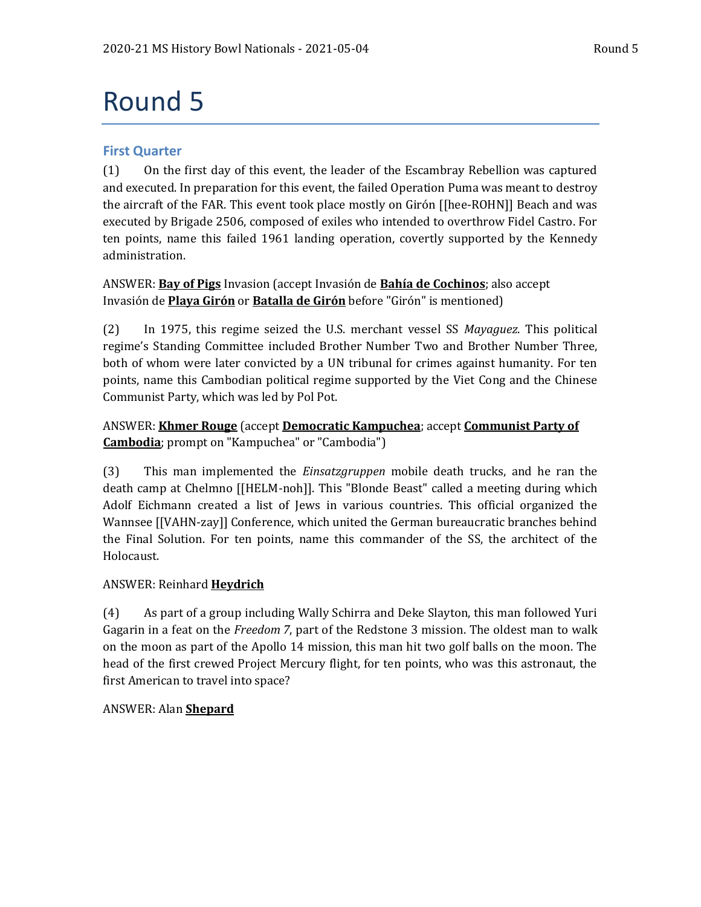# Round 5

## First Quarter

(1) On the first day of this event, the leader of the Escambray Rebellion was captured and executed. In preparation for this event, the failed Operation Puma was meant to destroy the aircraft of the FAR. This event took place mostly on Girón [[hee-ROHN]] Beach and was executed by Brigade 2506, composed of exiles who intended to overthrow Fidel Castro. For ten points, name this failed 1961 landing operation, covertly supported by the Kennedy administration.

ANSWER: **Bay of Pigs** Invasion (accept Invasión de **Bahía de Cochinos**; also accept Invasión de **Playa Girón** or **Batalla de Girón** before "Girón" is mentioned)

(2) In 1975, this regime seized the U.S. merchant vessel SS *Mayaguez*. This political regime's Standing Committee included Brother Number Two and Brother Number Three, both of whom were later convicted by a UN tribunal for crimes against humanity. For ten points, name this Cambodian political regime supported by the Viet Cong and the Chinese Communist Party, which was led by Pol Pot.

ANSWER: **Khmer Rouge** (accept **Democratic Kampuchea**; accept **Communist Party of Cambodia**; prompt on "Kampuchea" or "Cambodia")

(3) This man implemented the *Einsatzgruppen* mobile death trucks, and he ran the death camp at Chelmno [[HELM-noh]]. This "Blonde Beast" called a meeting during which Adolf Eichmann created a list of Jews in various countries. This official organized the Wannsee [[VAHN-zay]] Conference, which united the German bureaucratic branches behind the Final Solution. For ten points, name this commander of the SS, the architect of the Holocaust.

ANSWER: Reinhard **Heydrich**

(4) As part of a group including Wally Schirra and Deke Slayton, this man followed Yuri Gagarin in a feat on the *Freedom 7*, part of the Redstone 3 mission. The oldest man to walk on the moon as part of the Apollo 14 mission, this man hit two golf balls on the moon. The head of the first crewed Project Mercury flight, for ten points, who was this astronaut, the first American to travel into space?

ANSWER: Alan **Shepard**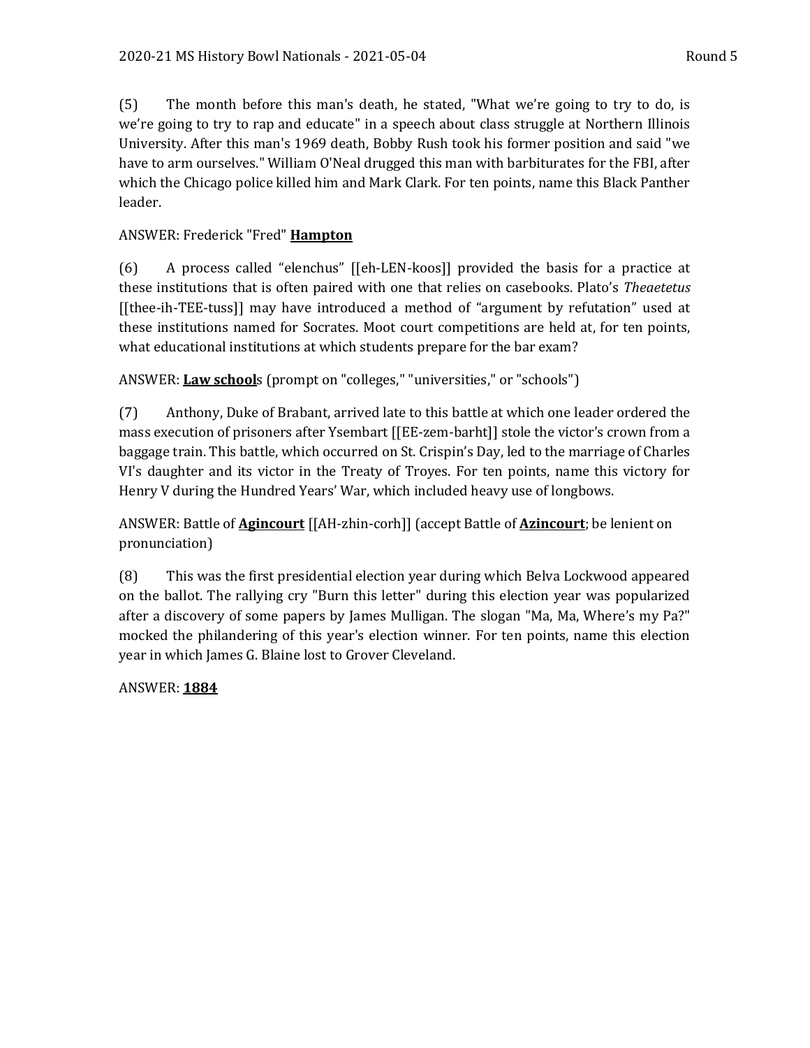(5) The month before this man's death, he stated, "What we're going to try to do, is we're going to try to rap and educate" in a speech about class struggle at Northern Illinois University. After this man's 1969 death, Bobby Rush took his former position and said "we have to arm ourselves." William O'Neal drugged this man with barbiturates for the FBI, after which the Chicago police killed him and Mark Clark. For ten points, name this Black Panther leader.

ANSWER: Frederick "Fred" **Hampton**

(6) A process called "elenchus" [[eh-LEN-koos]] provided the basis for a practice at these institutions that is often paired with one that relies on casebooks. Plato's *Theaetetus* [[thee-ih-TEE-tuss]] may have introduced a method of "argument by refutation" used at these institutions named for Socrates. Moot court competitions are held at, for ten points, what educational institutions at which students prepare for the bar exam?

ANSWER: **Law school**s (prompt on "colleges," "universities," or "schools")

(7) Anthony, Duke of Brabant, arrived late to this battle at which one leader ordered the mass execution of prisoners after Ysembart [[EE-zem-barht]] stole the victor's crown from a baggage train. This battle, which occurred on St. Crispin's Day, led to the marriage of Charles VI's daughter and its victor in the Treaty of Troyes. For ten points, name this victory for Henry V during the Hundred Years' War, which included heavy use of longbows.

ANSWER: Battle of **Agincourt** [[AH-zhin-corh]] (accept Battle of **Azincourt**; be lenient on pronunciation)

(8) This was the first presidential election year during which Belva Lockwood appeared on the ballot. The rallying cry "Burn this letter" during this election year was popularized after a discovery of some papers by James Mulligan. The slogan "Ma, Ma, Where's my Pa?" mocked the philandering of this year's election winner. For ten points, name this election year in which James G. Blaine lost to Grover Cleveland.

ANSWER: **1884**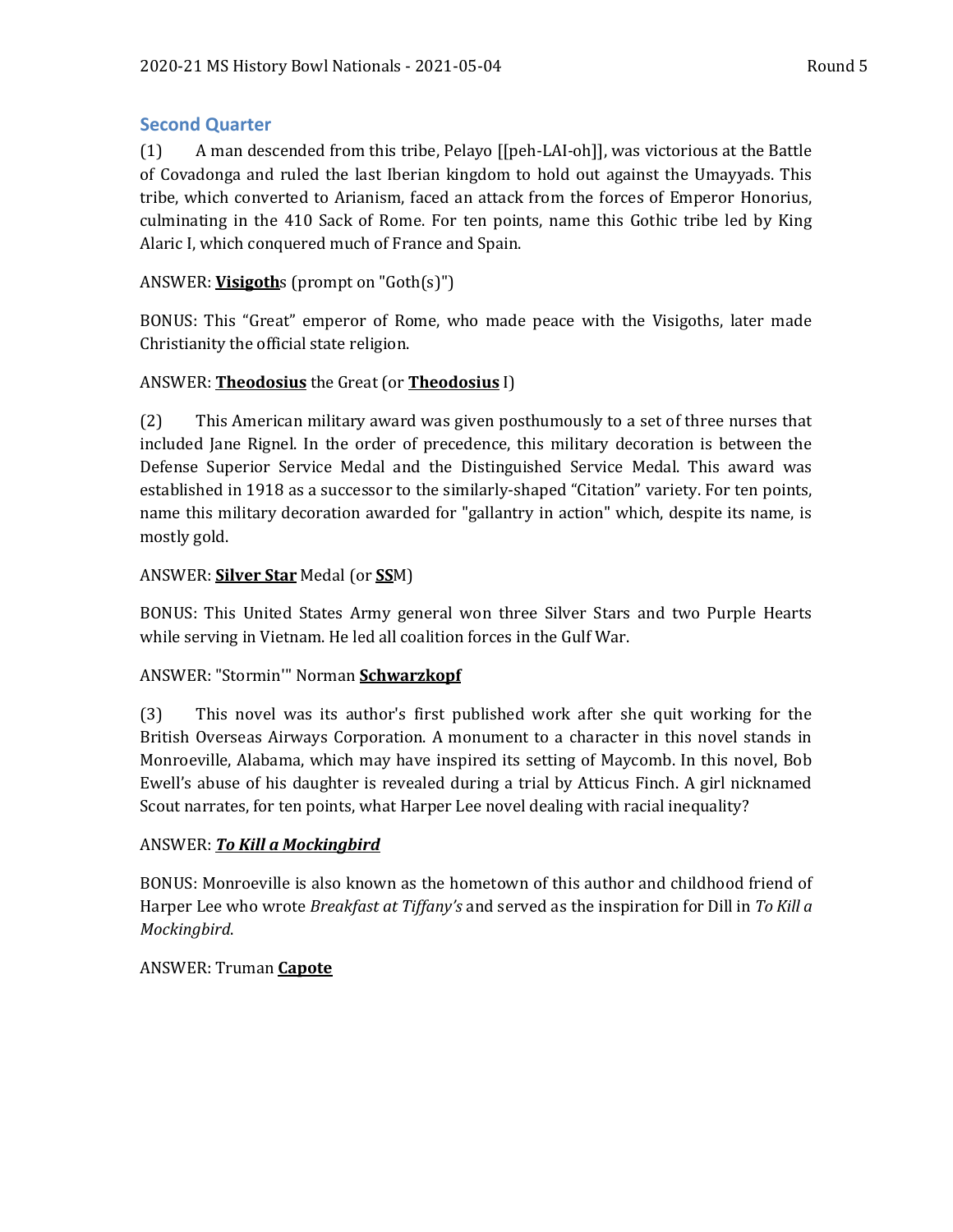## Second Quarter

(1) A man descended from this tribe, Pelayo [[peh-LAI-oh]], was victorious at the Battle of Covadonga and ruled the last Iberian kingdom to hold out against the Umayyads. This tribe, which converted to Arianism, faced an attack from the forces of Emperor Honorius, culminating in the 410 Sack of Rome. For ten points, name this Gothic tribe led by King Alaric I, which conquered much of France and Spain.

ANSWER: **Visigoth**s (prompt on "Goth(s)")

BONUS: This "Great" emperor of Rome, who made peace with the Visigoths, later made Christianity the official state religion.

ANSWER: **Theodosius** the Great (or **Theodosius** I)

(2) This American military award was given posthumously to a set of three nurses that included Jane Rignel. In the order of precedence, this military decoration is between the Defense Superior Service Medal and the Distinguished Service Medal. This award was established in 1918 as a successor to the similarly-shaped "Citation" variety. For ten points, name this military decoration awarded for "gallantry in action" which, despite its name, is mostly gold.

ANSWER: **Silver Star** Medal (or **SS**M)

BONUS: This United States Army general won three Silver Stars and two Purple Hearts while serving in Vietnam. He led all coalition forces in the Gulf War.

ANSWER: "Stormin'" Norman **Schwarzkopf**

(3) This novel was its author's first published work after she quit working for the British Overseas Airways Corporation. A monument to a character in this novel stands in Monroeville, Alabama, which may have inspired its setting of Maycomb. In this novel, Bob Ewell's abuse of his daughter is revealed during a trial by Atticus Finch. A girl nicknamed Scout narrates, for ten points, what Harper Lee novel dealing with racial inequality?

ANSWER: ***To Kill a Mockingbird***

BONUS: Monroeville is also known as the hometown of this author and childhood friend of Harper Lee who wrote *Breakfast at Tiffany's* and served as the inspiration for Dill in *To Kill a Mockingbird*.

ANSWER: Truman **Capote**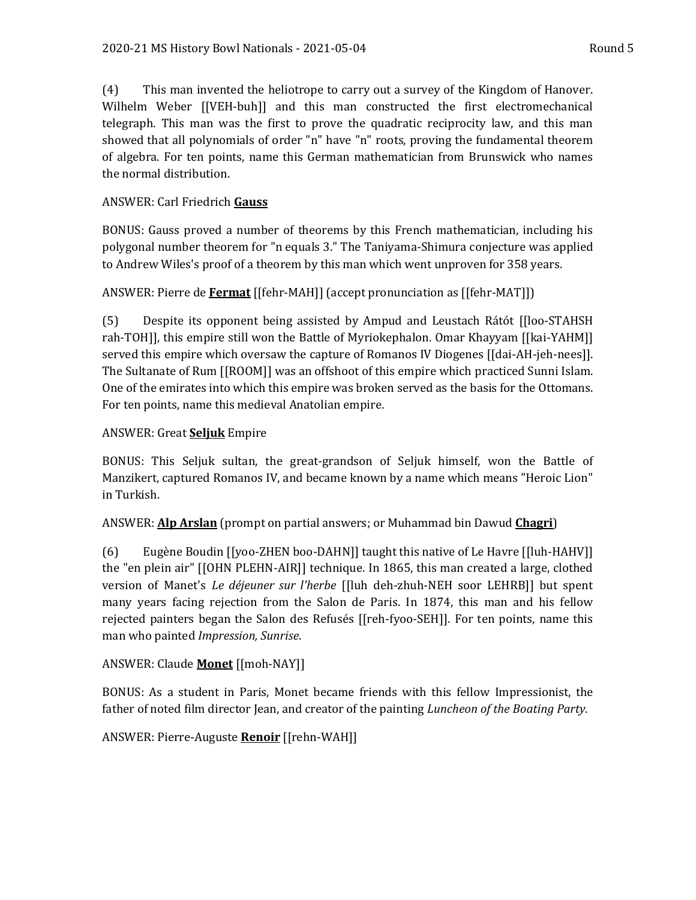(4) This man invented the heliotrope to carry out a survey of the Kingdom of Hanover. Wilhelm Weber [[VEH-buh]] and this man constructed the first electromechanical telegraph. This man was the first to prove the quadratic reciprocity law, and this man showed that all polynomials of order "n" have "n" roots, proving the fundamental theorem of algebra. For ten points, name this German mathematician from Brunswick who names the normal distribution.

ANSWER: Carl Friedrich **Gauss**

BONUS: Gauss proved a number of theorems by this French mathematician, including his polygonal number theorem for "n equals 3." The Taniyama-Shimura conjecture was applied to Andrew Wiles's proof of a theorem by this man which went unproven for 358 years.

ANSWER: Pierre de **Fermat** [[fehr-MAH]] (accept pronunciation as [[fehr-MAT]])

(5) Despite its opponent being assisted by Ampud and Leustach Rátót [[loo-STAHSH rah-TOH]], this empire still won the Battle of Myriokephalon. Omar Khayyam [[kai-YAHM]] served this empire which oversaw the capture of Romanos IV Diogenes [[dai-AH-jeh-nees]]. The Sultanate of Rum [[ROOM]] was an offshoot of this empire which practiced Sunni Islam. One of the emirates into which this empire was broken served as the basis for the Ottomans. For ten points, name this medieval Anatolian empire.

ANSWER: Great **Seljuk** Empire

BONUS: This Seljuk sultan, the great-grandson of Seljuk himself, won the Battle of Manzikert, captured Romanos IV, and became known by a name which means "Heroic Lion" in Turkish.

ANSWER: **Alp Arslan** (prompt on partial answers; or Muhammad bin Dawud **Chagri**)

(6) Eugène Boudin [[yoo-ZHEN boo-DAHN]] taught this native of Le Havre [[luh-HAHV]] the "en plein air" [[OHN PLEHN-AIR]] technique. In 1865, this man created a large, clothed version of Manet's *Le déjeuner sur l'herbe* [[luh deh-zhuh-NEH soor LEHRB]] but spent many years facing rejection from the Salon de Paris. In 1874, this man and his fellow rejected painters began the Salon des Refusés [[reh-fyoo-SEH]]. For ten points, name this man who painted *Impression, Sunrise*.

ANSWER: Claude **Monet** [[moh-NAY]]

BONUS: As a student in Paris, Monet became friends with this fellow Impressionist, the father of noted film director Jean, and creator of the painting *Luncheon of the Boating Party*.

ANSWER: Pierre-Auguste **Renoir** [[rehn-WAH]]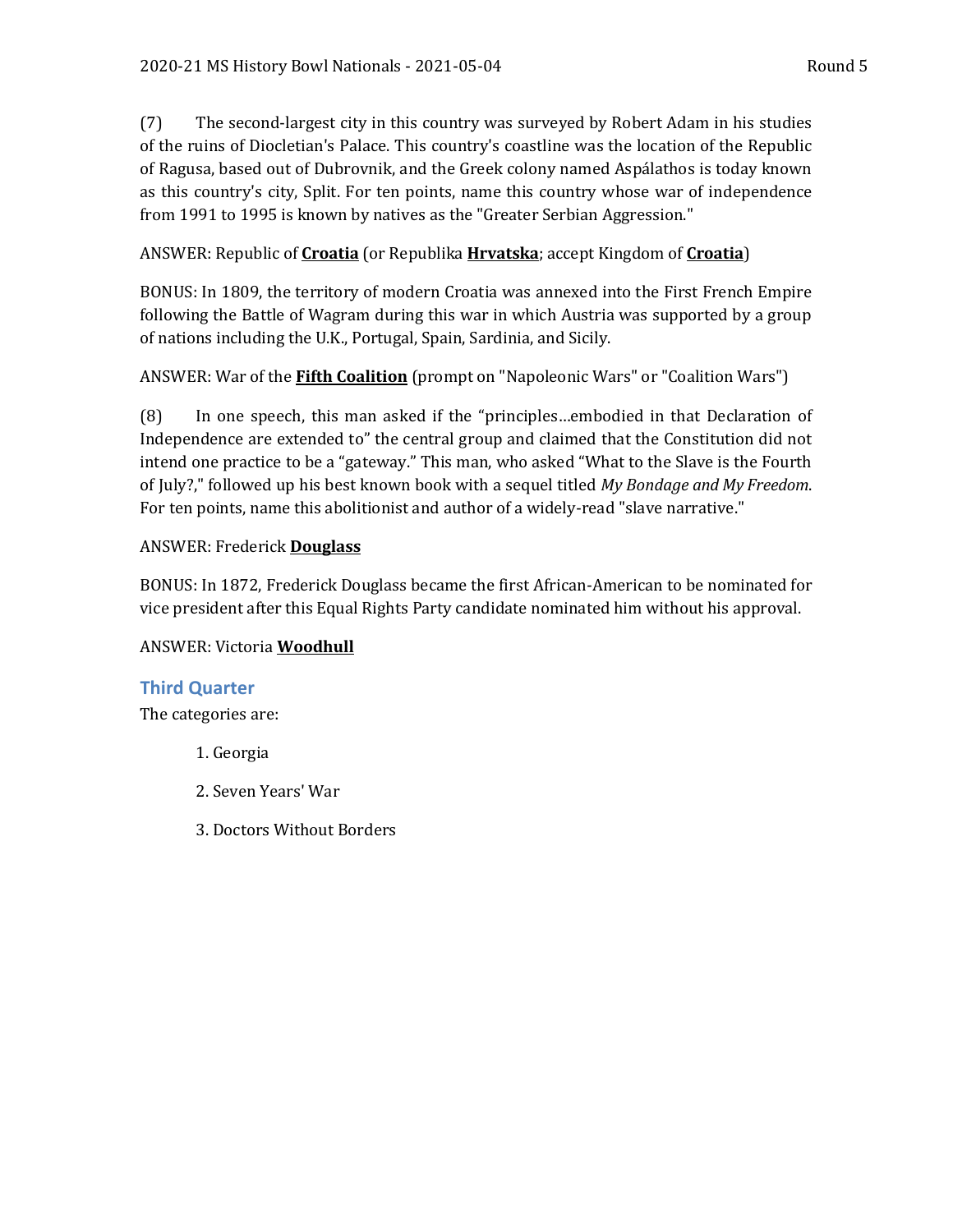(7) The second-largest city in this country was surveyed by Robert Adam in his studies of the ruins of Diocletian's Palace. This country's coastline was the location of the Republic of Ragusa, based out of Dubrovnik, and the Greek colony named Aspálathos is today known as this country's city, Split. For ten points, name this country whose war of independence from 1991 to 1995 is known by natives as the "Greater Serbian Aggression."

ANSWER: Republic of **Croatia** (or Republika **Hrvatska**; accept Kingdom of **Croatia**)

BONUS: In 1809, the territory of modern Croatia was annexed into the First French Empire following the Battle of Wagram during this war in which Austria was supported by a group of nations including the U.K., Portugal, Spain, Sardinia, and Sicily.

ANSWER: War of the **Fifth Coalition** (prompt on "Napoleonic Wars" or "Coalition Wars")

(8) In one speech, this man asked if the "principles…embodied in that Declaration of Independence are extended to" the central group and claimed that the Constitution did not intend one practice to be a "gateway." This man, who asked "What to the Slave is the Fourth of July?," followed up his best known book with a sequel titled *My Bondage and My Freedom*. For ten points, name this abolitionist and author of a widely-read "slave narrative."

ANSWER: Frederick **Douglass**

BONUS: In 1872, Frederick Douglass became the first African-American to be nominated for vice president after this Equal Rights Party candidate nominated him without his approval.

ANSWER: Victoria **Woodhull**

## Third Quarter

The categories are:

1. Georgia
2. Seven Years' War
3. Doctors Without Borders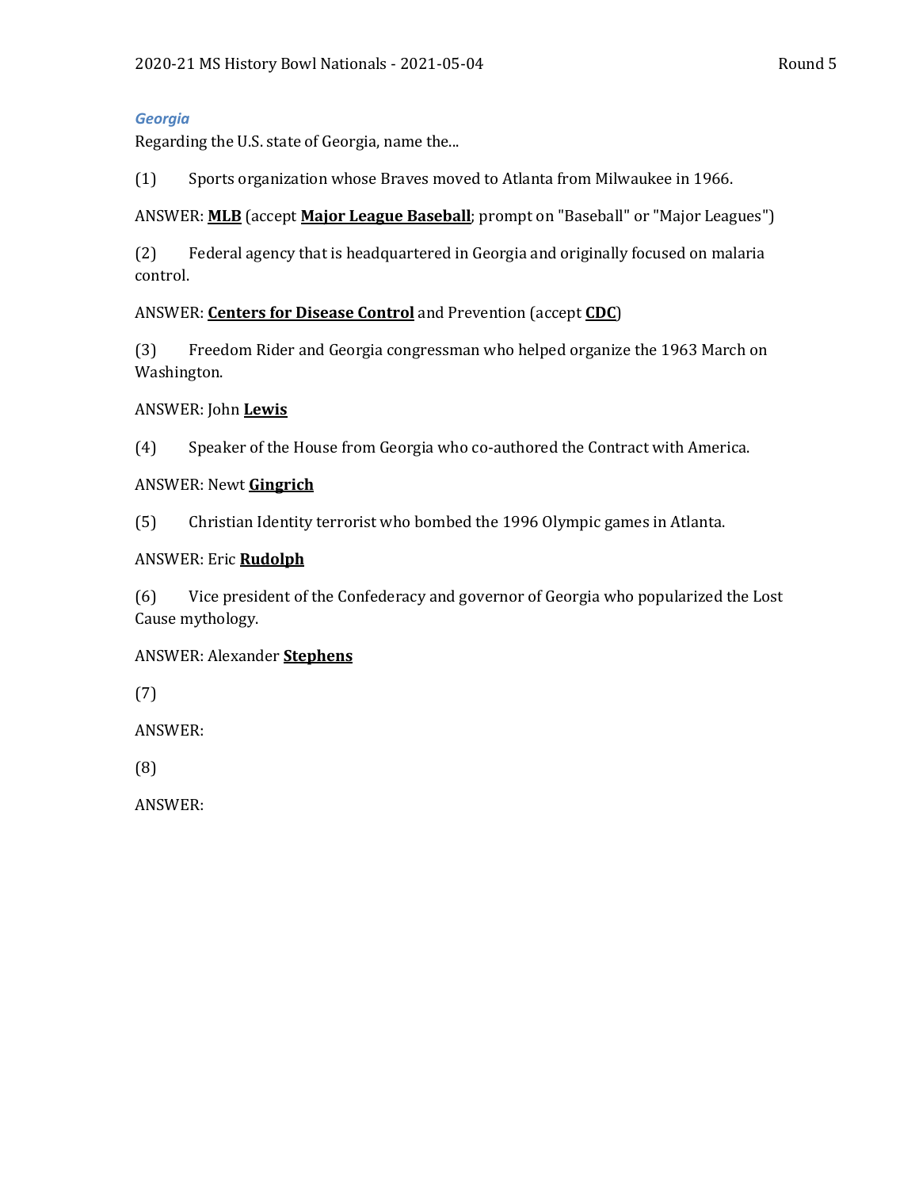### *Georgia*

Regarding the U.S. state of Georgia, name the...

(1) Sports organization whose Braves moved to Atlanta from Milwaukee in 1966.

ANSWER: **MLB** (accept **Major League Baseball**; prompt on "Baseball" or "Major Leagues")

(2) Federal agency that is headquartered in Georgia and originally focused on malaria control.

ANSWER: **Centers for Disease Control** and Prevention (accept **CDC**)

(3) Freedom Rider and Georgia congressman who helped organize the 1963 March on Washington.

ANSWER: John **Lewis**

(4) Speaker of the House from Georgia who co-authored the Contract with America.

ANSWER: Newt **Gingrich**

(5) Christian Identity terrorist who bombed the 1996 Olympic games in Atlanta.

ANSWER: Eric **Rudolph**

(6) Vice president of the Confederacy and governor of Georgia who popularized the Lost Cause mythology.

ANSWER: Alexander **Stephens**

(7)

ANSWER:

(8)

ANSWER: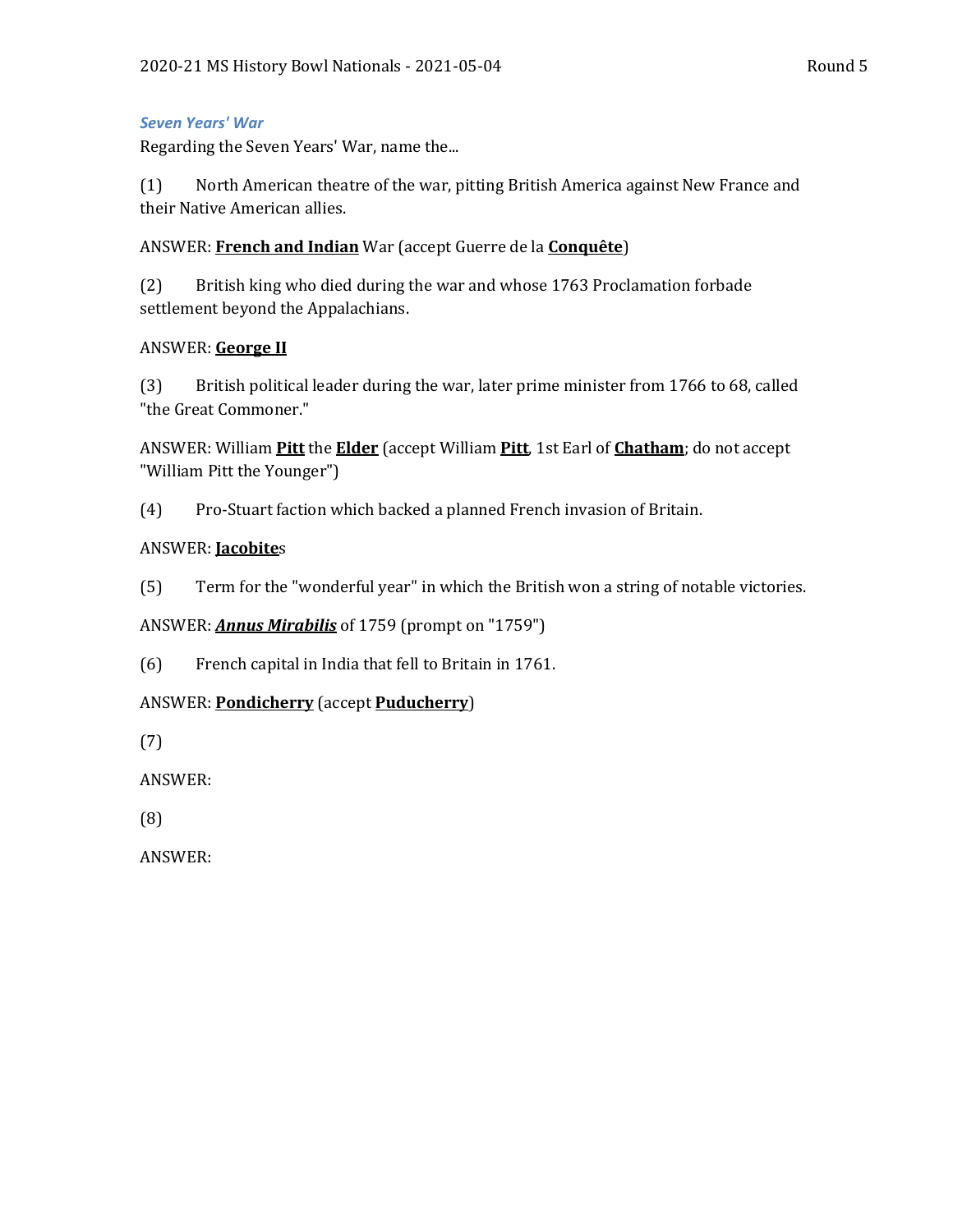### *Seven Years' War*

Regarding the Seven Years' War, name the...

(1) North American theatre of the war, pitting British America against New France and their Native American allies.

ANSWER: **French and Indian** War (accept Guerre de la **Conquête**)

(2) British king who died during the war and whose 1763 Proclamation forbade settlement beyond the Appalachians.

ANSWER: **George II**

(3) British political leader during the war, later prime minister from 1766 to 68, called "the Great Commoner."

ANSWER: William **Pitt** the **Elder** (accept William **Pitt**, 1st Earl of **Chatham**; do not accept "William Pitt the Younger")

(4) Pro-Stuart faction which backed a planned French invasion of Britain.

ANSWER: **Jacobite**s

(5) Term for the "wonderful year" in which the British won a string of notable victories.

ANSWER: ***Annus Mirabilis*** of 1759 (prompt on "1759")

(6) French capital in India that fell to Britain in 1761.

ANSWER: **Pondicherry** (accept **Puducherry**)

(7)

ANSWER:

(8)

ANSWER: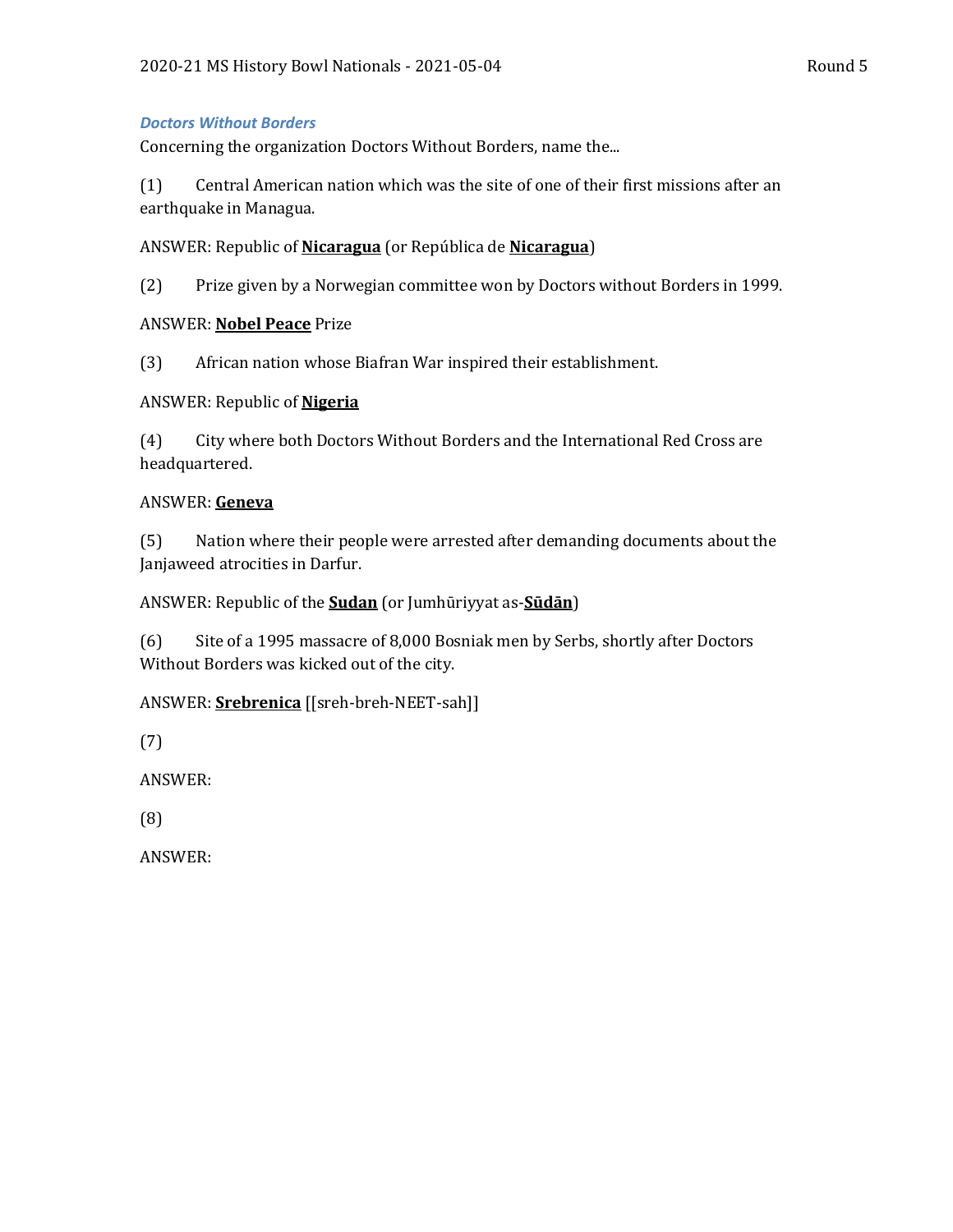### *Doctors Without Borders*

Concerning the organization Doctors Without Borders, name the...

(1) Central American nation which was the site of one of their first missions after an earthquake in Managua.

ANSWER: Republic of **Nicaragua** (or República de **Nicaragua**)

(2) Prize given by a Norwegian committee won by Doctors without Borders in 1999.

ANSWER: **Nobel Peace** Prize

(3) African nation whose Biafran War inspired their establishment.

ANSWER: Republic of **Nigeria**

(4) City where both Doctors Without Borders and the International Red Cross are headquartered.

ANSWER: **Geneva**

(5) Nation where their people were arrested after demanding documents about the Janjaweed atrocities in Darfur.

ANSWER: Republic of the **Sudan** (or Jumhūriyyat as-**Sūdān**)

(6) Site of a 1995 massacre of 8,000 Bosniak men by Serbs, shortly after Doctors Without Borders was kicked out of the city.

ANSWER: **Srebrenica** [[sreh-breh-NEET-sah]]

(7)

ANSWER:

(8)

ANSWER: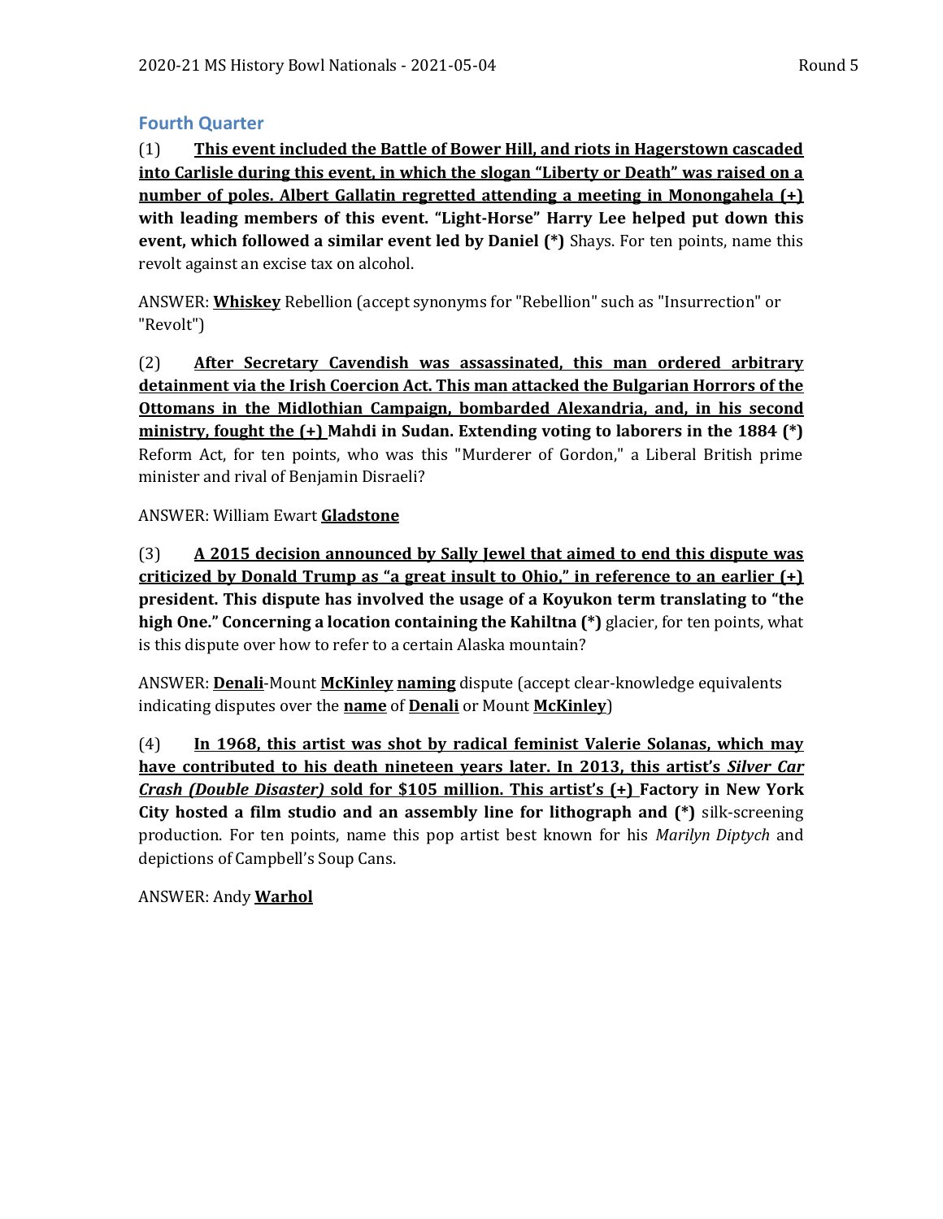## Fourth Quarter

(1) **<u>This event included the Battle of Bower Hill, and riots in Hagerstown cascaded into Carlisle during this event, in which the slogan "Liberty or Death" was raised on a number of poles. Albert Gallatin regretted attending a meeting in Monongahela (+)</u> with leading members of this event. "Light-Horse" Harry Lee helped put down this event, which followed a similar event led by Daniel (\*)** Shays. For ten points, name this revolt against an excise tax on alcohol.

ANSWER: **<u>Whiskey</u>** Rebellion (accept synonyms for "Rebellion" such as "Insurrection" or "Revolt")

(2) **<u>After Secretary Cavendish was assassinated, this man ordered arbitrary detainment via the Irish Coercion Act. This man attacked the Bulgarian Horrors of the Ottomans in the Midlothian Campaign, bombarded Alexandria, and, in his second ministry, fought the (+)</u> Mahdi in Sudan. Extending voting to laborers in the 1884 (\*)** Reform Act, for ten points, who was this "Murderer of Gordon," a Liberal British prime minister and rival of Benjamin Disraeli?

ANSWER: William Ewart **<u>Gladstone</u>**

(3) **<u>A 2015 decision announced by Sally Jewel that aimed to end this dispute was criticized by Donald Trump as "a great insult to Ohio," in reference to an earlier (+)</u> president. This dispute has involved the usage of a Koyukon term translating to "the high One." Concerning a location containing the Kahiltna (\*)** glacier, for ten points, what is this dispute over how to refer to a certain Alaska mountain?

ANSWER: **<u>Denali</u>**-Mount **<u>McKinley</u>** **<u>naming</u>** dispute (accept clear-knowledge equivalents indicating disputes over the **<u>name</u>** of **<u>Denali</u>** or Mount **<u>McKinley</u>**)

(4) **<u>In 1968, this artist was shot by radical feminist Valerie Solanas, which may have contributed to his death nineteen years later. In 2013, this artist's *Silver Car Crash (Double Disaster)* sold for $105 million. This artist's (+)</u> Factory in New York City hosted a film studio and an assembly line for lithograph and (\*)** silk-screening production. For ten points, name this pop artist best known for his *Marilyn Diptych* and depictions of Campbell's Soup Cans.

ANSWER: Andy **<u>Warhol</u>**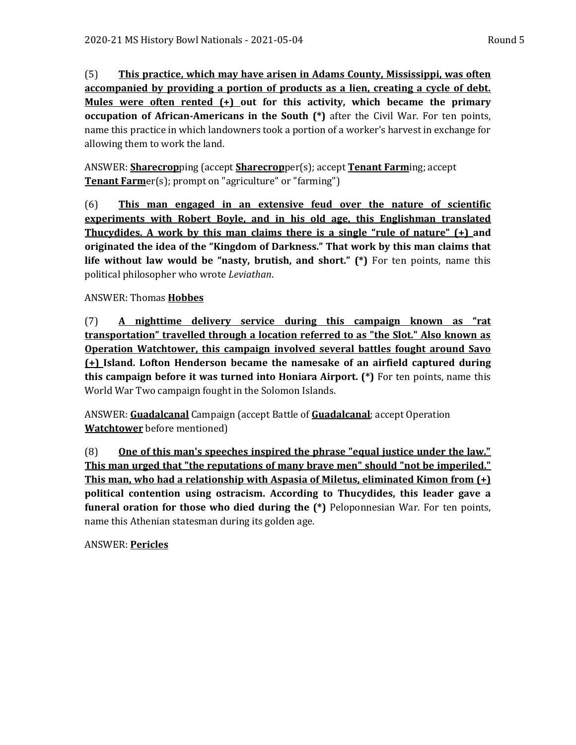(5) **<u>This practice, which may have arisen in Adams County, Mississippi, was often accompanied by providing a portion of products as a lien, creating a cycle of debt. Mules were often rented (+)</u> out for this activity, which became the primary occupation of African-Americans in the South (*)** after the Civil War. For ten points, name this practice in which landowners took a portion of a worker's harvest in exchange for allowing them to work the land.

ANSWER: **<u>Sharecrop</u>**ping (accept **<u>Sharecrop</u>**per(s); accept **<u>Tenant Farm</u>**ing; accept **<u>Tenant Farm</u>**er(s); prompt on "agriculture" or "farming")

(6) **<u>This man engaged in an extensive feud over the nature of scientific experiments with Robert Boyle, and in his old age, this Englishman translated Thucydides. A work by this man claims there is a single "rule of nature" (+)</u> and originated the idea of the "Kingdom of Darkness." That work by this man claims that life without law would be "nasty, brutish, and short." (*)** For ten points, name this political philosopher who wrote *Leviathan*.

ANSWER: Thomas **<u>Hobbes</u>**

(7) **<u>A nighttime delivery service during this campaign known as "rat transportation" travelled through a location referred to as "the Slot." Also known as Operation Watchtower, this campaign involved several battles fought around Savo (+)</u> Island. Lofton Henderson became the namesake of an airfield captured during this campaign before it was turned into Honiara Airport. (*)** For ten points, name this World War Two campaign fought in the Solomon Islands.

ANSWER: **<u>Guadalcanal</u>** Campaign (accept Battle of **<u>Guadalcanal</u>**; accept Operation **<u>Watchtower</u>** before mentioned)

(8) **<u>One of this man's speeches inspired the phrase "equal justice under the law." This man urged that "the reputations of many brave men" should "not be imperiled." This man, who had a relationship with Aspasia of Miletus, eliminated Kimon from (+)</u> political contention using ostracism. According to Thucydides, this leader gave a funeral oration for those who died during the (*)** Peloponnesian War. For ten points, name this Athenian statesman during its golden age.

ANSWER: **<u>Pericles</u>**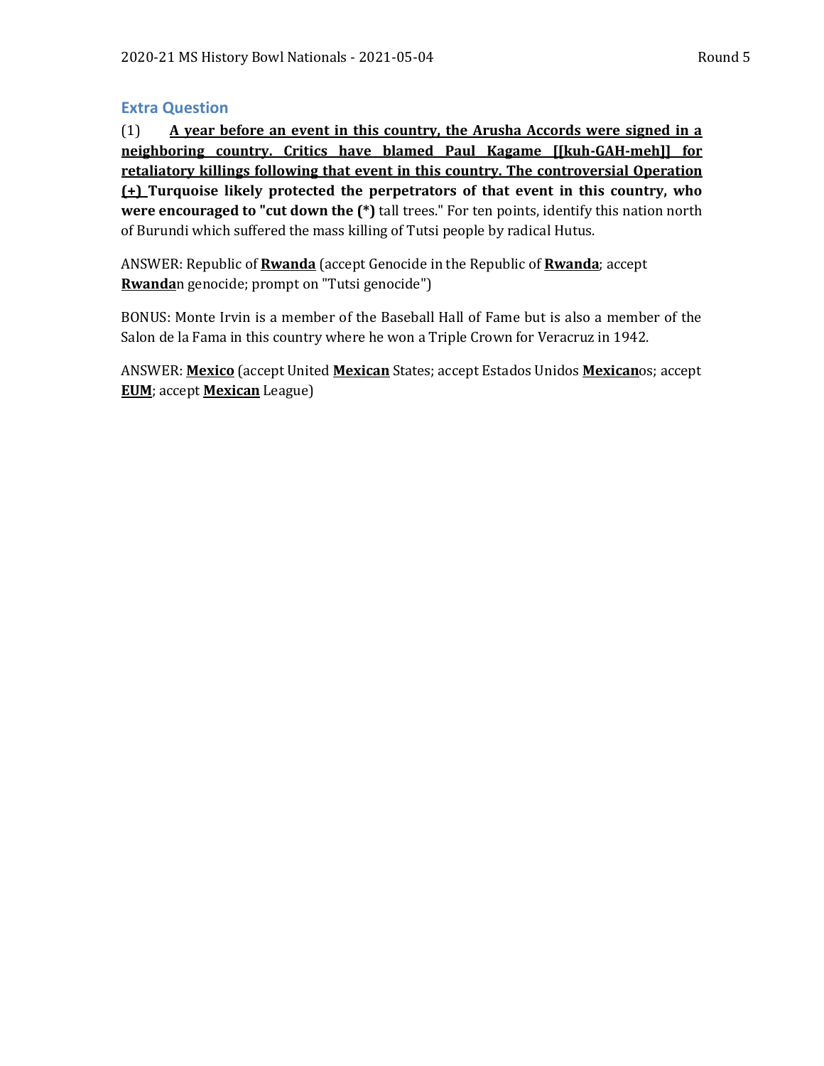## Extra Question

(1) **A year before an event in this country, the Arusha Accords were signed in a neighboring country. Critics have blamed Paul Kagame [[kuh-GAH-meh]] for retaliatory killings following that event in this country. The controversial Operation (+) Turquoise likely protected the perpetrators of that event in this country, who were encouraged to "cut down the (*)** tall trees." For ten points, identify this nation north of Burundi which suffered the mass killing of Tutsi people by radical Hutus.

ANSWER: Republic of **Rwanda** (accept Genocide in the Republic of **Rwanda**; accept **Rwanda**n genocide; prompt on "Tutsi genocide")

BONUS: Monte Irvin is a member of the Baseball Hall of Fame but is also a member of the Salon de la Fama in this country where he won a Triple Crown for Veracruz in 1942.

ANSWER: **Mexico** (accept United **Mexican** States; accept Estados Unidos **Mexican**os; accept **EUM**; accept **Mexican** League)